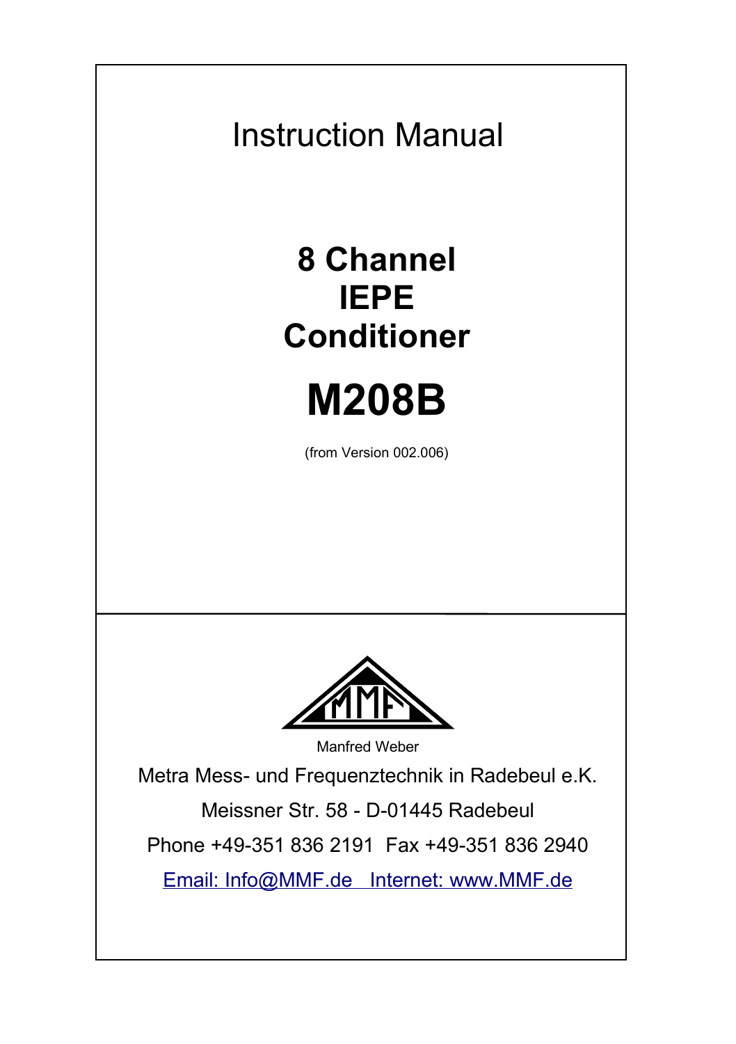# Instruction Manual

## 8 Channel IEPE Conditioner

# M208B

(from Version 002.006)

Manfred Weber

Metra Mess- und Frequenztechnik in Radebeul e.K.

Meissner Str. 58 - D-01445 Radebeul

Phone +49-351 836 2191  Fax +49-351 836 2940

Email: Info@MMF.de   Internet: www.MMF.de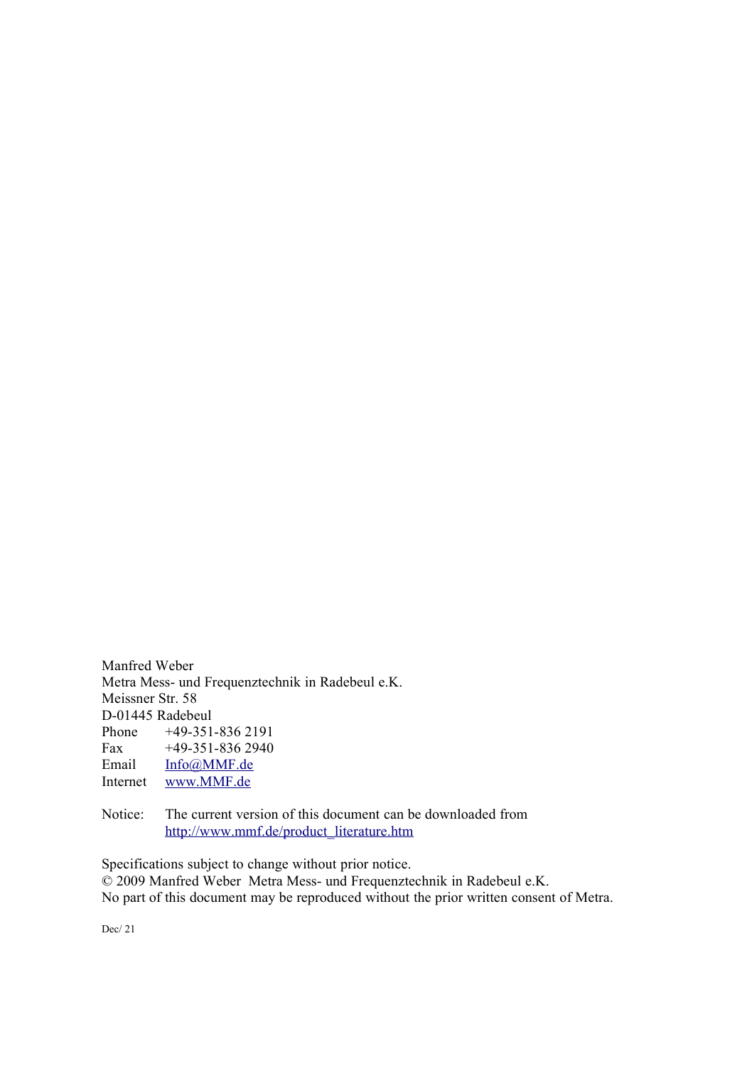Manfred Weber
Metra Mess- und Frequenztechnik in Radebeul e.K.
Meissner Str. 58
D-01445 Radebeul

| | |
|---|---|
| Phone | +49-351-836 2191 |
| Fax | +49-351-836 2940 |
| Email | Info@MMF.de |
| Internet | www.MMF.de |

Notice: The current version of this document can be downloaded from http://www.mmf.de/product_literature.htm

Specifications subject to change without prior notice.
© 2009 Manfred Weber Metra Mess- und Frequenztechnik in Radebeul e.K.
No part of this document may be reproduced without the prior written consent of Metra.

Dec/ 21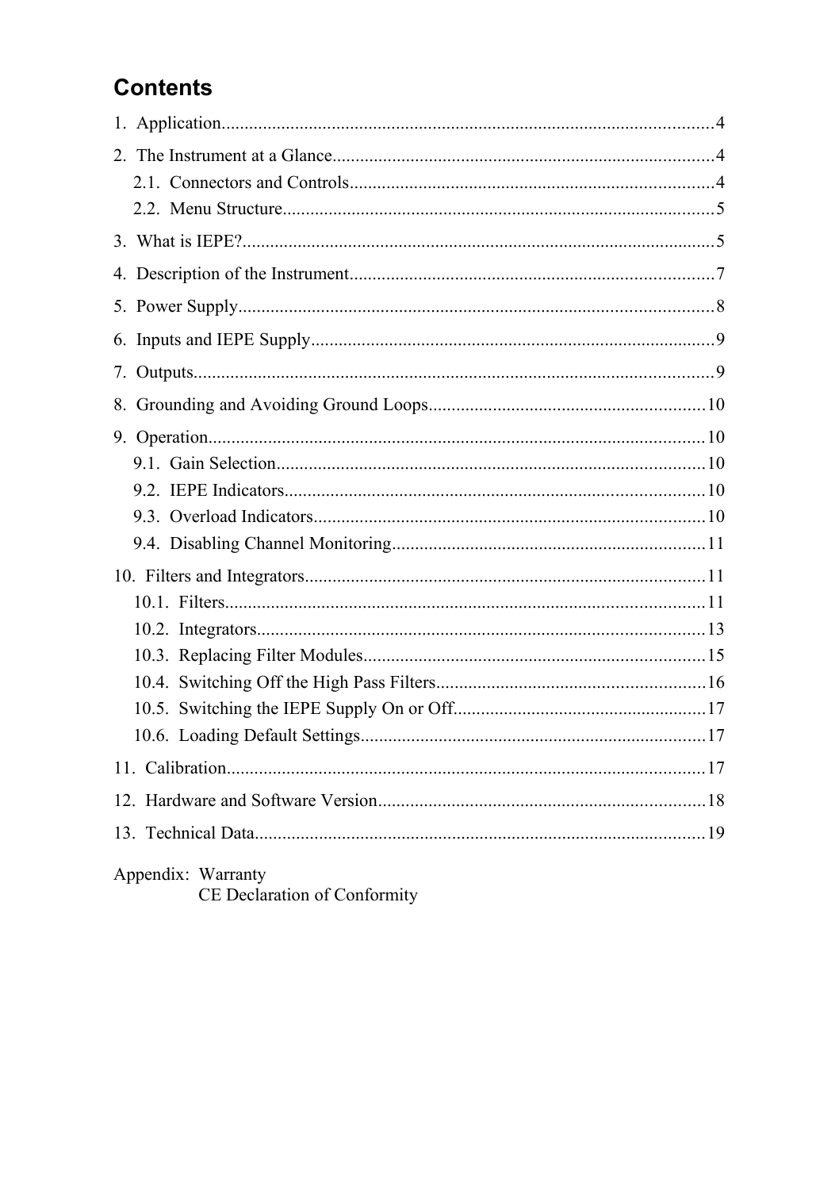# Contents

1. Application....................................................................................................4

2. The Instrument at a Glance..........................................................................4
   - 2.1. Connectors and Controls.......................................................................4
   - 2.2. Menu Structure.......................................................................................5

3. What is IEPE?...............................................................................................5

4. Description of the Instrument.......................................................................7

5. Power Supply................................................................................................8

6. Inputs and IEPE Supply................................................................................9

7. Outputs..........................................................................................................9

8. Grounding and Avoiding Ground Loops......................................................10

9. Operation.....................................................................................................10
   - 9.1. Gain Selection......................................................................................10
   - 9.2. IEPE Indicators.....................................................................................10
   - 9.3. Overload Indicators...............................................................................10
   - 9.4. Disabling Channel Monitoring..............................................................11

10. Filters and Integrators...............................................................................11
    - 10.1. Filters.................................................................................................11
    - 10.2. Integrators..........................................................................................13
    - 10.3. Replacing Filter Modules....................................................................15
    - 10.4. Switching Off the High Pass Filters...................................................16
    - 10.5. Switching the IEPE Supply On or Off.................................................17
    - 10.6. Loading Default Settings....................................................................17

11. Calibration.................................................................................................17

12. Hardware and Software Version...............................................................18

13. Technical Data...........................................................................................19

Appendix: Warranty
CE Declaration of Conformity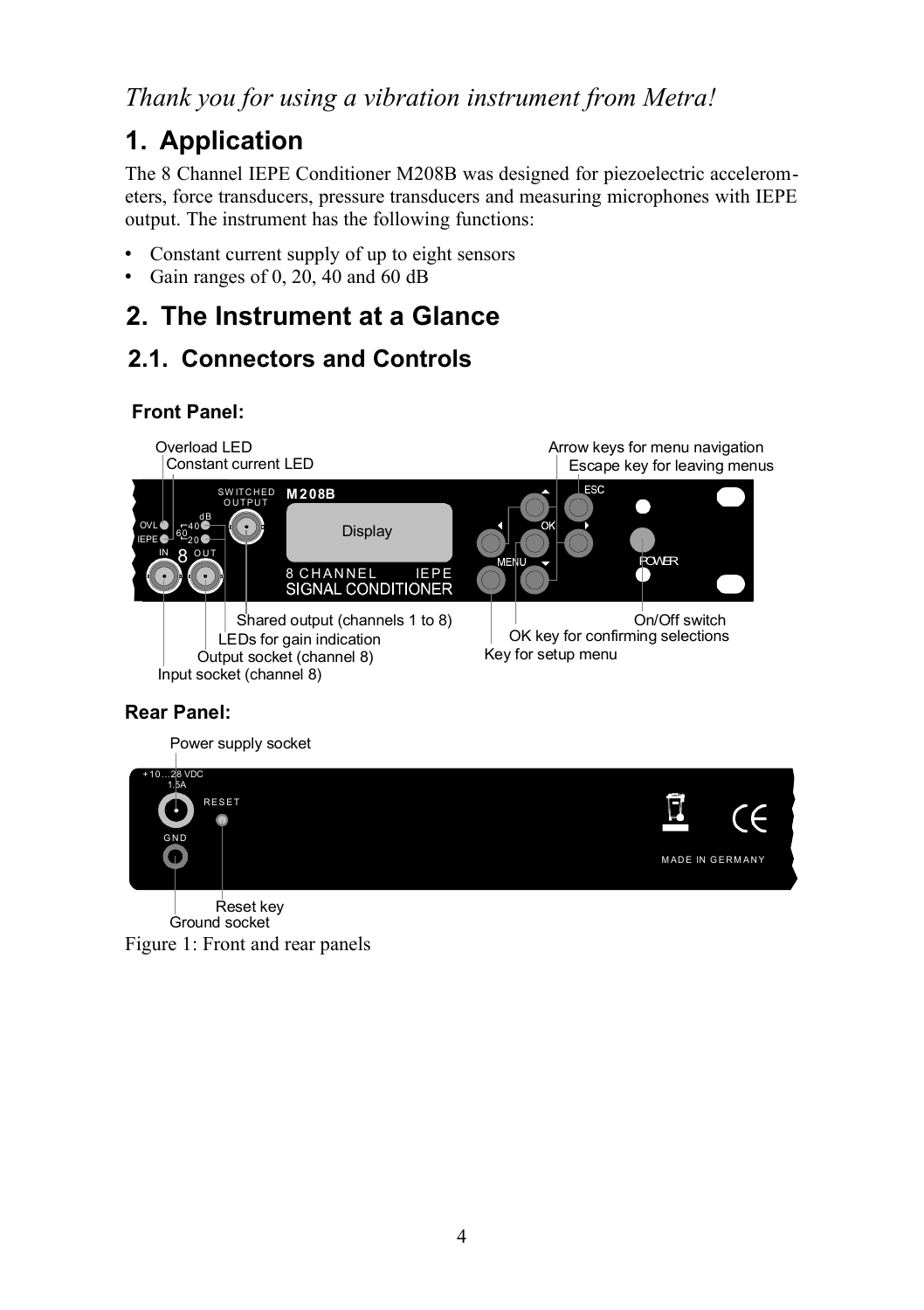*Thank you for using a vibration instrument from Metra!*

# 1. Application

The 8 Channel IEPE Conditioner M208B was designed for piezoelectric accelerometers, force transducers, pressure transducers and measuring microphones with IEPE output. The instrument has the following functions:

- Constant current supply of up to eight sensors
- Gain ranges of 0, 20, 40 and 60 dB

# 2. The Instrument at a Glance

## 2.1. Connectors and Controls

### Front Panel:

Overload LED
Constant current LED
Arrow keys for menu navigation
Escape key for leaving menus
Shared output (channels 1 to 8)
LEDs for gain indication
Output socket (channel 8)
Input socket (channel 8)
On/Off switch
OK key for confirming selections
Key for setup menu

### Rear Panel:

Power supply socket
Reset key
Ground socket

Figure 1: Front and rear panels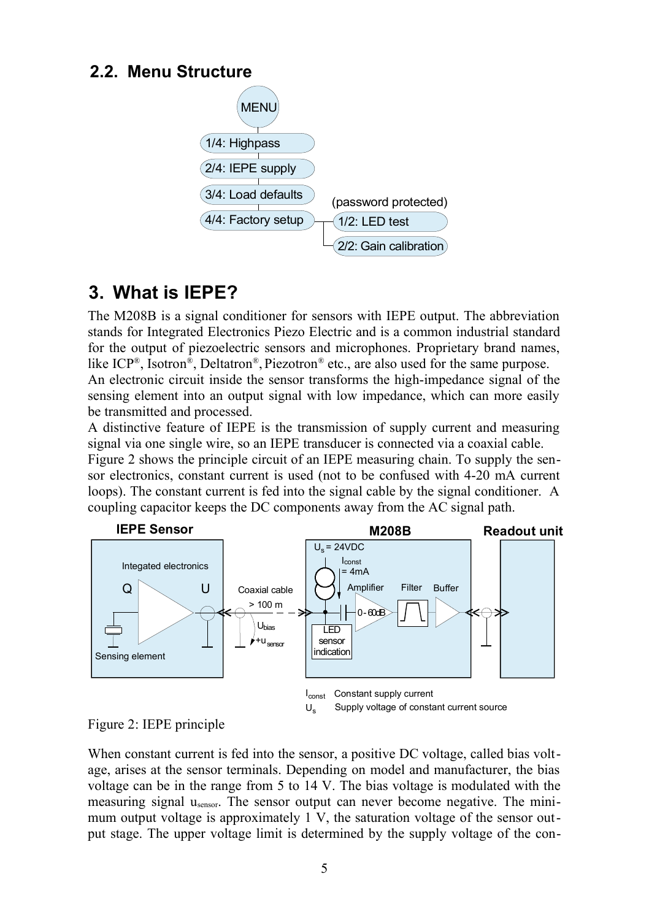## 2.2. Menu Structure

MENU
- 1/4: Highpass
- 2/4: IEPE supply
- 3/4: Load defaults
- 4/4: Factory setup (password protected)
  - 1/2: LED test
  - 2/2: Gain calibration

# 3. What is IEPE?

The M208B is a signal conditioner for sensors with IEPE output. The abbreviation stands for Integrated Electronics Piezo Electric and is a common industrial standard for the output of piezoelectric sensors and microphones. Proprietary brand names, like ICP®, Isotron®, Deltatron®, Piezotron® etc., are also used for the same purpose.
An electronic circuit inside the sensor transforms the high-impedance signal of the sensing element into an output signal with low impedance, which can more easily be transmitted and processed.
A distinctive feature of IEPE is the transmission of supply current and measuring signal via one single wire, so an IEPE transducer is connected via a coaxial cable.
Figure 2 shows the principle circuit of an IEPE measuring chain. To supply the sensor electronics, constant current is used (not to be confused with 4-20 mA current loops). The constant current is fed into the signal cable by the signal conditioner. A coupling capacitor keeps the DC components away from the AC signal path.

IEPE Sensor — Integated electronics, Q, U, Sensing element; Coaxial cable > 100 m, $U_{bias}$, $+u_{sensor}$; M208B — $U_s$ = 24VDC, $I_{const}$ = 4mA, Amplifier 0-60dB, Filter, Buffer, LED sensor indication; Readout unit

$I_{const}$ Constant supply current
$U_s$ Supply voltage of constant current source

Figure 2: IEPE principle

When constant current is fed into the sensor, a positive DC voltage, called bias voltage, arises at the sensor terminals. Depending on model and manufacturer, the bias voltage can be in the range from 5 to 14 V. The bias voltage is modulated with the measuring signal $u_{sensor}$. The sensor output can never become negative. The minimum output voltage is approximately 1 V, the saturation voltage of the sensor output stage. The upper voltage limit is determined by the supply voltage of the con-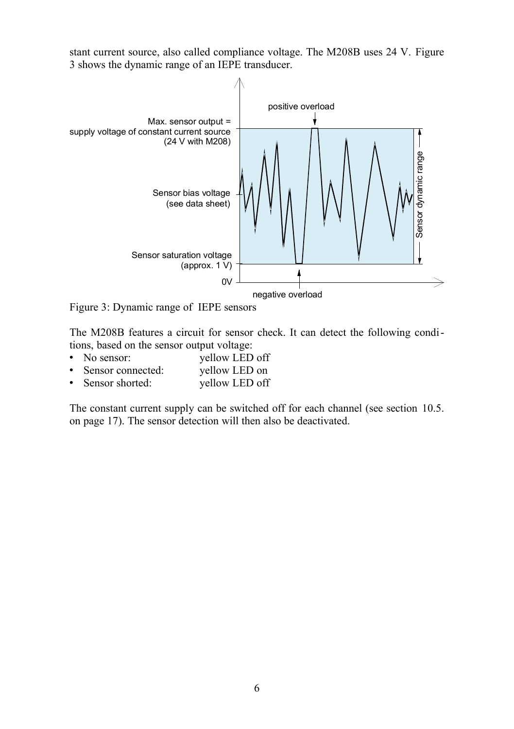stant current source, also called compliance voltage. The M208B uses 24 V. Figure 3 shows the dynamic range of an IEPE transducer.

Figure 3: Dynamic range of IEPE sensors

The M208B features a circuit for sensor check. It can detect the following conditions, based on the sensor output voltage:

- No sensor: yellow LED off
- Sensor connected: yellow LED on
- Sensor shorted: yellow LED off

The constant current supply can be switched off for each channel (see section 10.5. on page 17). The sensor detection will then also be deactivated.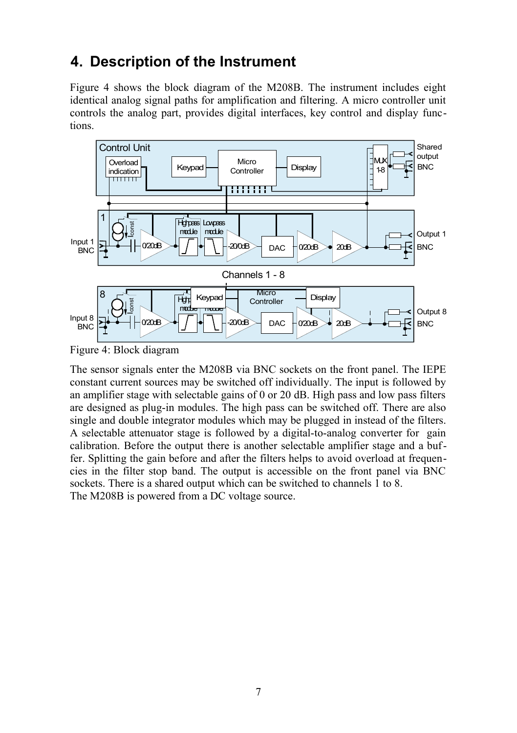# 4. Description of the Instrument

Figure 4 shows the block diagram of the M208B. The instrument includes eight identical analog signal paths for amplification and filtering. A micro controller unit controls the analog part, provides digital interfaces, key control and display functions.

Figure 4: Block diagram

The sensor signals enter the M208B via BNC sockets on the front panel. The IEPE constant current sources may be switched off individually. The input is followed by an amplifier stage with selectable gains of 0 or 20 dB. High pass and low pass filters are designed as plug-in modules. The high pass can be switched off. There are also single and double integrator modules which may be plugged in instead of the filters. A selectable attenuator stage is followed by a digital-to-analog converter for gain calibration. Before the output there is another selectable amplifier stage and a buffer. Splitting the gain before and after the filters helps to avoid overload at frequencies in the filter stop band. The output is accessible on the front panel via BNC sockets. There is a shared output which can be switched to channels 1 to 8.

The M208B is powered from a DC voltage source.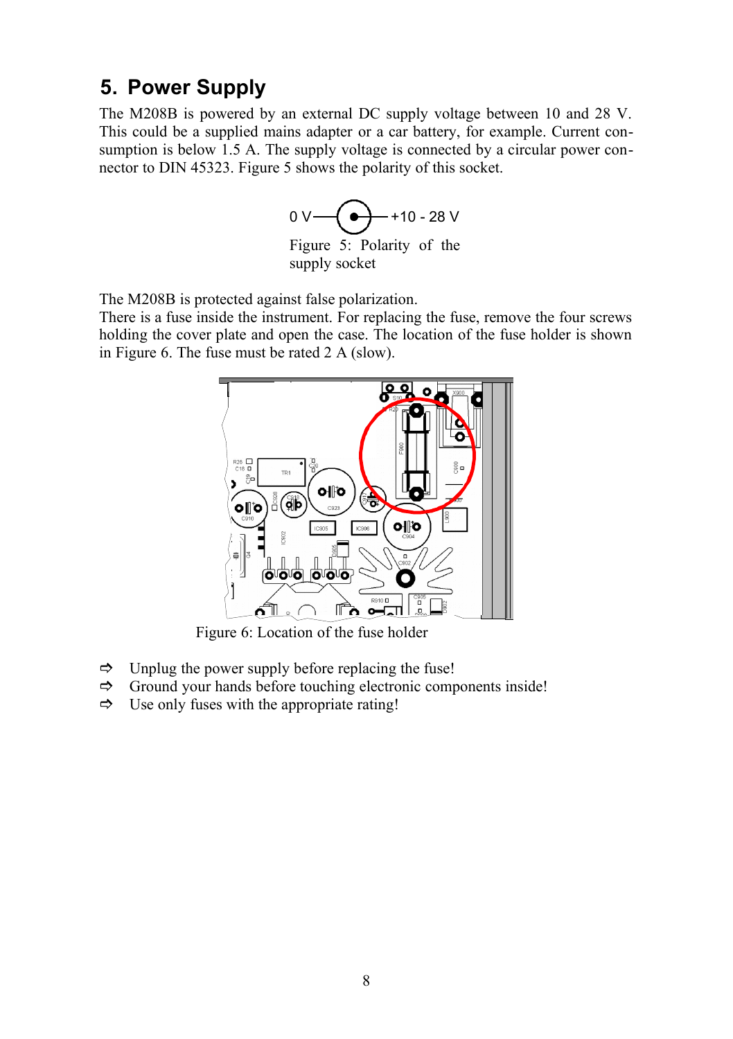## 5. Power Supply

The M208B is powered by an external DC supply voltage between 10 and 28 V. This could be a supplied mains adapter or a car battery, for example. Current consumption is below 1.5 A. The supply voltage is connected by a circular power connector to DIN 45323. Figure 5 shows the polarity of this socket.

0 V —(•)— +10 - 28 V

Figure 5: Polarity of the supply socket

The M208B is protected against false polarization.
There is a fuse inside the instrument. For replacing the fuse, remove the four screws holding the cover plate and open the case. The location of the fuse holder is shown in Figure 6. The fuse must be rated 2 A (slow).

Figure 6: Location of the fuse holder

- ⇨ Unplug the power supply before replacing the fuse!
- ⇨ Ground your hands before touching electronic components inside!
- ⇨ Use only fuses with the appropriate rating!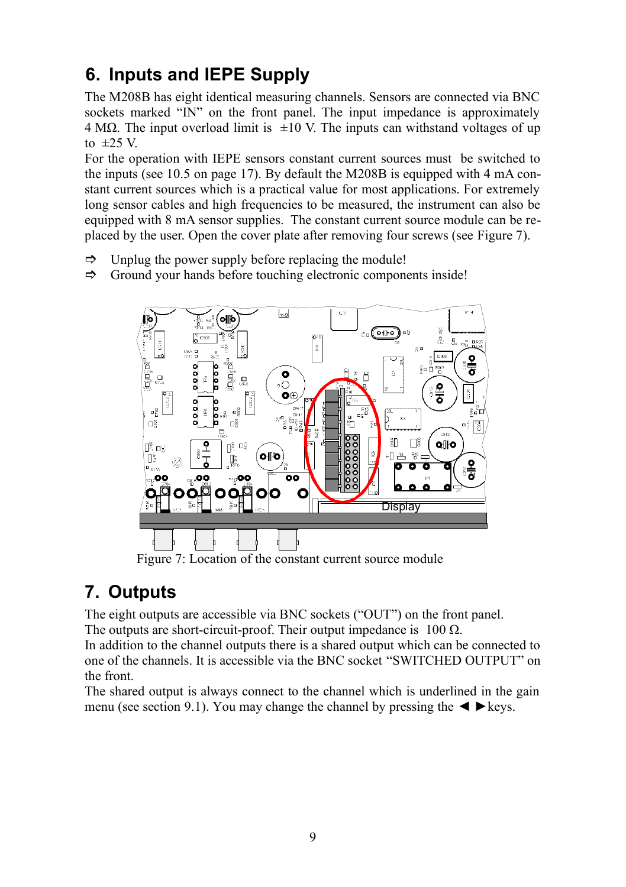# 6. Inputs and IEPE Supply

The M208B has eight identical measuring channels. Sensors are connected via BNC sockets marked "IN" on the front panel. The input impedance is approximately 4 MΩ. The input overload limit is ±10 V. The inputs can withstand voltages of up to ±25 V.

For the operation with IEPE sensors constant current sources must be switched to the inputs (see 10.5 on page 17). By default the M208B is equipped with 4 mA constant current sources which is a practical value for most applications. For extremely long sensor cables and high frequencies to be measured, the instrument can also be equipped with 8 mA sensor supplies. The constant current source module can be replaced by the user. Open the cover plate after removing four screws (see Figure 7).

- ⇨ Unplug the power supply before replacing the module!
- ⇨ Ground your hands before touching electronic components inside!

Figure 7: Location of the constant current source module

# 7. Outputs

The eight outputs are accessible via BNC sockets ("OUT") on the front panel.
The outputs are short-circuit-proof. Their output impedance is 100 Ω.
In addition to the channel outputs there is a shared output which can be connected to one of the channels. It is accessible via the BNC socket "SWITCHED OUTPUT" on the front.
The shared output is always connect to the channel which is underlined in the gain menu (see section 9.1). You may change the channel by pressing the ◄ ►keys.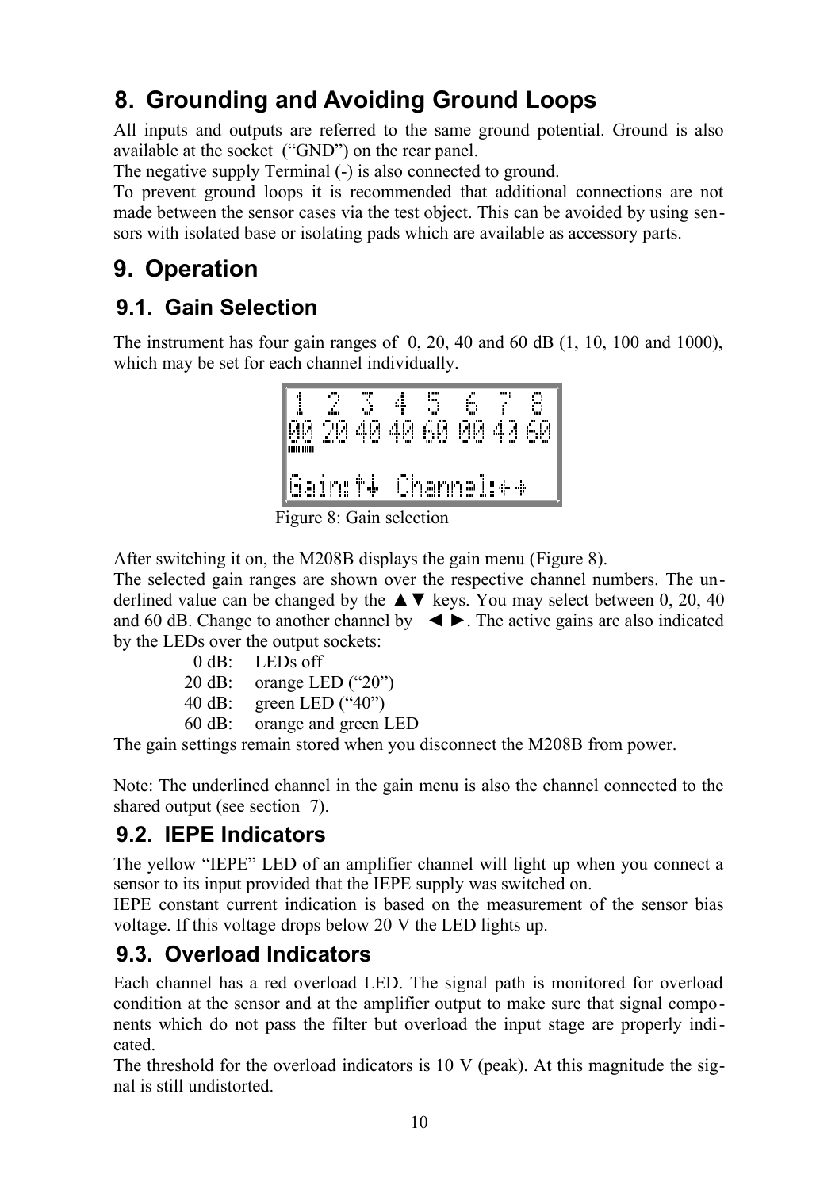# 8. Grounding and Avoiding Ground Loops

All inputs and outputs are referred to the same ground potential. Ground is also available at the socket ("GND") on the rear panel.
The negative supply Terminal (-) is also connected to ground.
To prevent ground loops it is recommended that additional connections are not made between the sensor cases via the test object. This can be avoided by using sensors with isolated base or isolating pads which are available as accessory parts.

# 9. Operation

## 9.1. Gain Selection

The instrument has four gain ranges of 0, 20, 40 and 60 dB (1, 10, 100 and 1000), which may be set for each channel individually.

```
1  2  3  4  5  6  7  8
00 20 40 40 60 00 40 60

Gain:↑↓  Channel:←→
```

Figure 8: Gain selection

After switching it on, the M208B displays the gain menu (Figure 8).
The selected gain ranges are shown over the respective channel numbers. The underlined value can be changed by the ▲▼ keys. You may select between 0, 20, 40 and 60 dB. Change to another channel by ◄ ►. The active gains are also indicated by the LEDs over the output sockets:

- 0 dB: LEDs off
- 20 dB: orange LED ("20")
- 40 dB: green LED ("40")
- 60 dB: orange and green LED

The gain settings remain stored when you disconnect the M208B from power.

Note: The underlined channel in the gain menu is also the channel connected to the shared output (see section 7).

## 9.2. IEPE Indicators

The yellow "IEPE" LED of an amplifier channel will light up when you connect a sensor to its input provided that the IEPE supply was switched on.
IEPE constant current indication is based on the measurement of the sensor bias voltage. If this voltage drops below 20 V the LED lights up.

## 9.3. Overload Indicators

Each channel has a red overload LED. The signal path is monitored for overload condition at the sensor and at the amplifier output to make sure that signal components which do not pass the filter but overload the input stage are properly indicated.
The threshold for the overload indicators is 10 V (peak). At this magnitude the signal is still undistorted.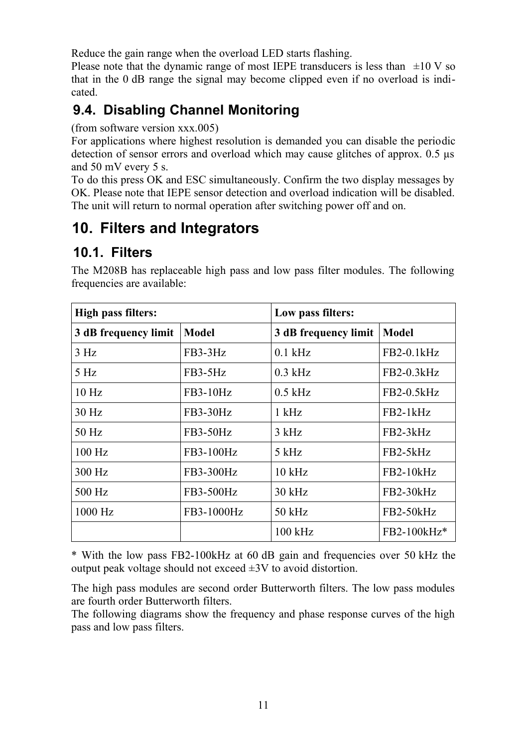Reduce the gain range when the overload LED starts flashing.
Please note that the dynamic range of most IEPE transducers is less than ±10 V so that in the 0 dB range the signal may become clipped even if no overload is indicated.

## 9.4. Disabling Channel Monitoring

(from software version xxx.005)
For applications where highest resolution is demanded you can disable the periodic detection of sensor errors and overload which may cause glitches of approx. 0.5 µs and 50 mV every 5 s.
To do this press OK and ESC simultaneously. Confirm the two display messages by OK. Please note that IEPE sensor detection and overload indication will be disabled. The unit will return to normal operation after switching power off and on.

# 10. Filters and Integrators

## 10.1. Filters

The M208B has replaceable high pass and low pass filter modules. The following frequencies are available:

| **High pass filters:** | | **Low pass filters:** | |
|---|---|---|---|
| **3 dB frequency limit** | **Model** | **3 dB frequency limit** | **Model** |
| 3 Hz | FB3-3Hz | 0.1 kHz | FB2-0.1kHz |
| 5 Hz | FB3-5Hz | 0.3 kHz | FB2-0.3kHz |
| 10 Hz | FB3-10Hz | 0.5 kHz | FB2-0.5kHz |
| 30 Hz | FB3-30Hz | 1 kHz | FB2-1kHz |
| 50 Hz | FB3-50Hz | 3 kHz | FB2-3kHz |
| 100 Hz | FB3-100Hz | 5 kHz | FB2-5kHz |
| 300 Hz | FB3-300Hz | 10 kHz | FB2-10kHz |
| 500 Hz | FB3-500Hz | 30 kHz | FB2-30kHz |
| 1000 Hz | FB3-1000Hz | 50 kHz | FB2-50kHz |
| | | 100 kHz | FB2-100kHz* |

* With the low pass FB2-100kHz at 60 dB gain and frequencies over 50 kHz the output peak voltage should not exceed ±3V to avoid distortion.

The high pass modules are second order Butterworth filters. The low pass modules are fourth order Butterworth filters.
The following diagrams show the frequency and phase response curves of the high pass and low pass filters.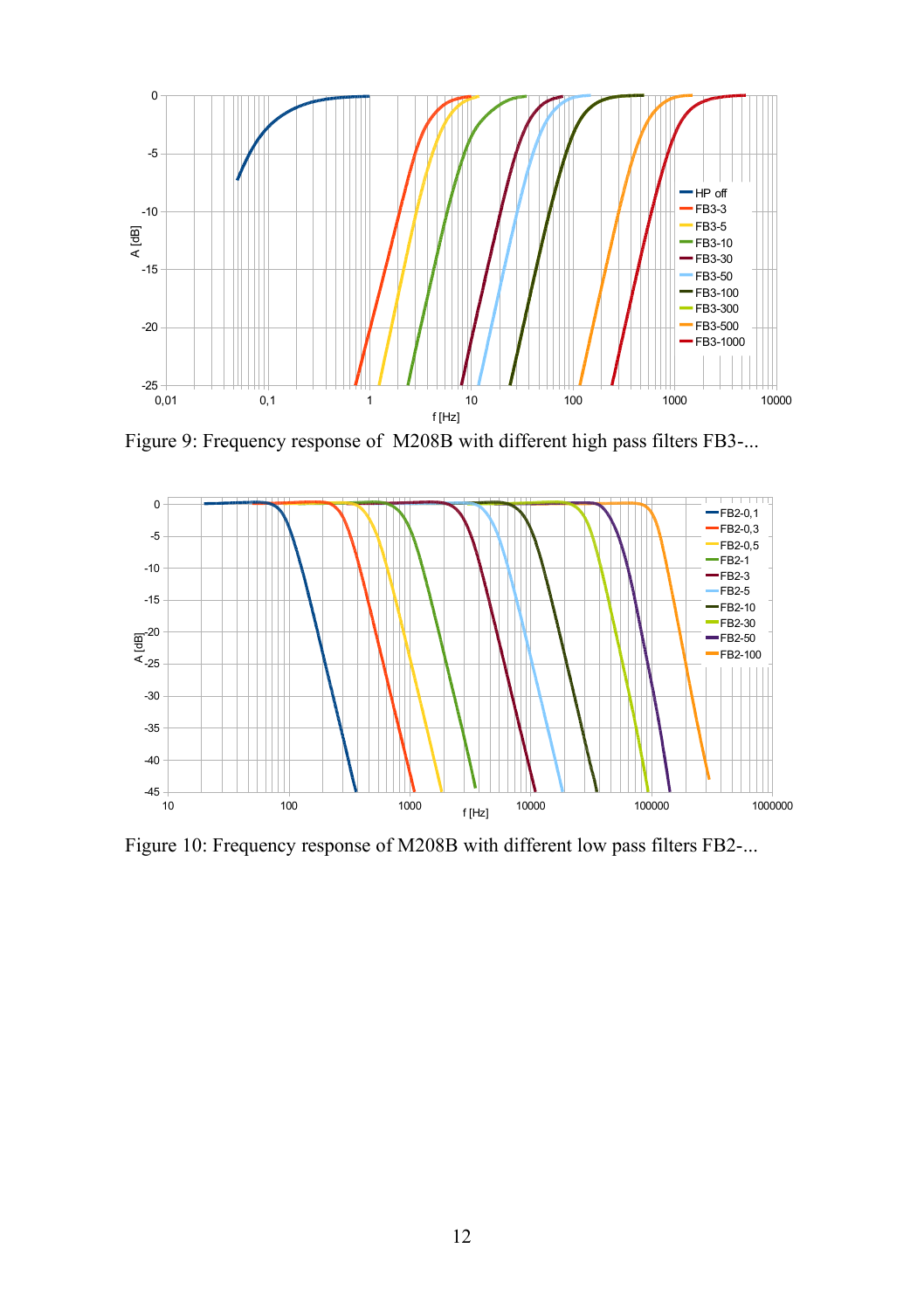Figure 9: Frequency response of M208B with different high pass filters FB3-...

Figure 10: Frequency response of M208B with different low pass filters FB2-...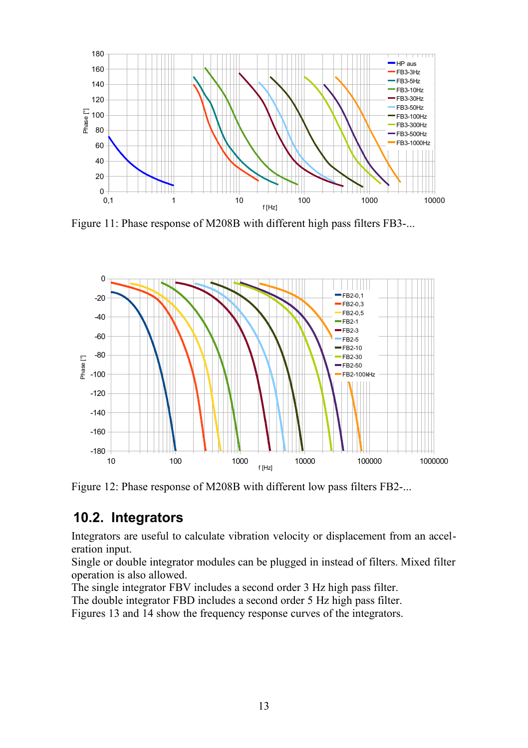Figure 11: Phase response of M208B with different high pass filters FB3-...

Figure 12: Phase response of M208B with different low pass filters FB2-...

## 10.2. Integrators

Integrators are useful to calculate vibration velocity or displacement from an acceleration input.
Single or double integrator modules can be plugged in instead of filters. Mixed filter operation is also allowed.
The single integrator FBV includes a second order 3 Hz high pass filter.
The double integrator FBD includes a second order 5 Hz high pass filter.
Figures 13 and 14 show the frequency response curves of the integrators.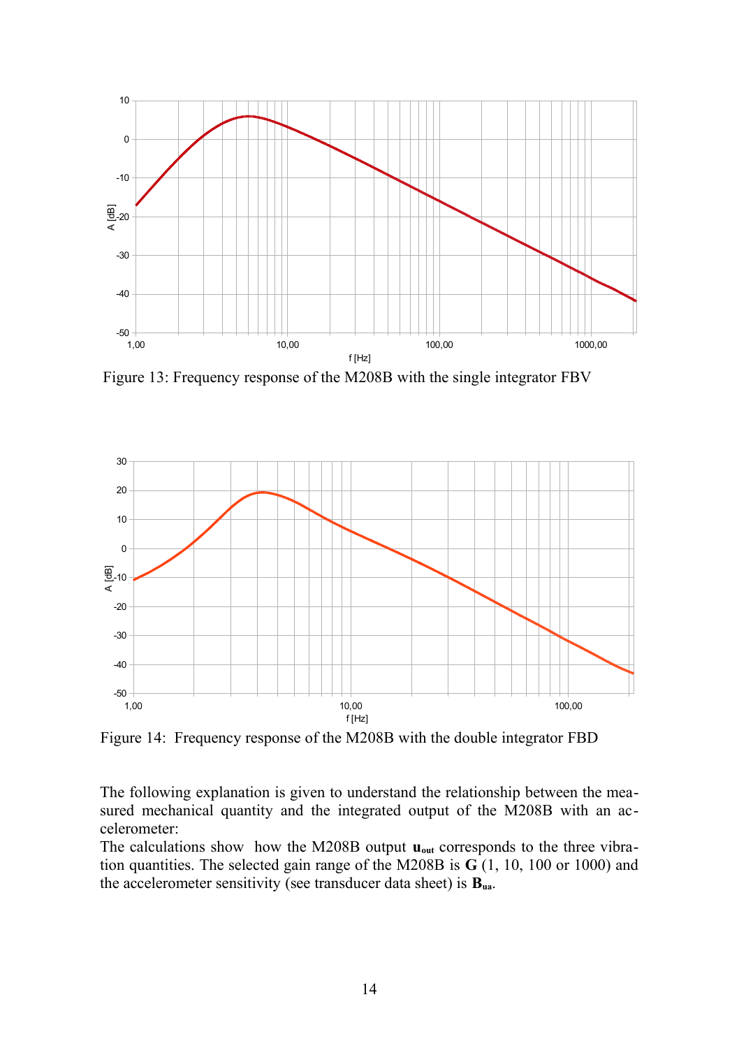Figure 13: Frequency response of the M208B with the single integrator FBV

Figure 14: Frequency response of the M208B with the double integrator FBD

The following explanation is given to understand the relationship between the measured mechanical quantity and the integrated output of the M208B with an accelerometer:

The calculations show how the M208B output $\mathbf{u_{out}}$ corresponds to the three vibration quantities. The selected gain range of the M208B is **G** (1, 10, 100 or 1000) and the accelerometer sensitivity (see transducer data sheet) is $\mathbf{B_{ua}}$.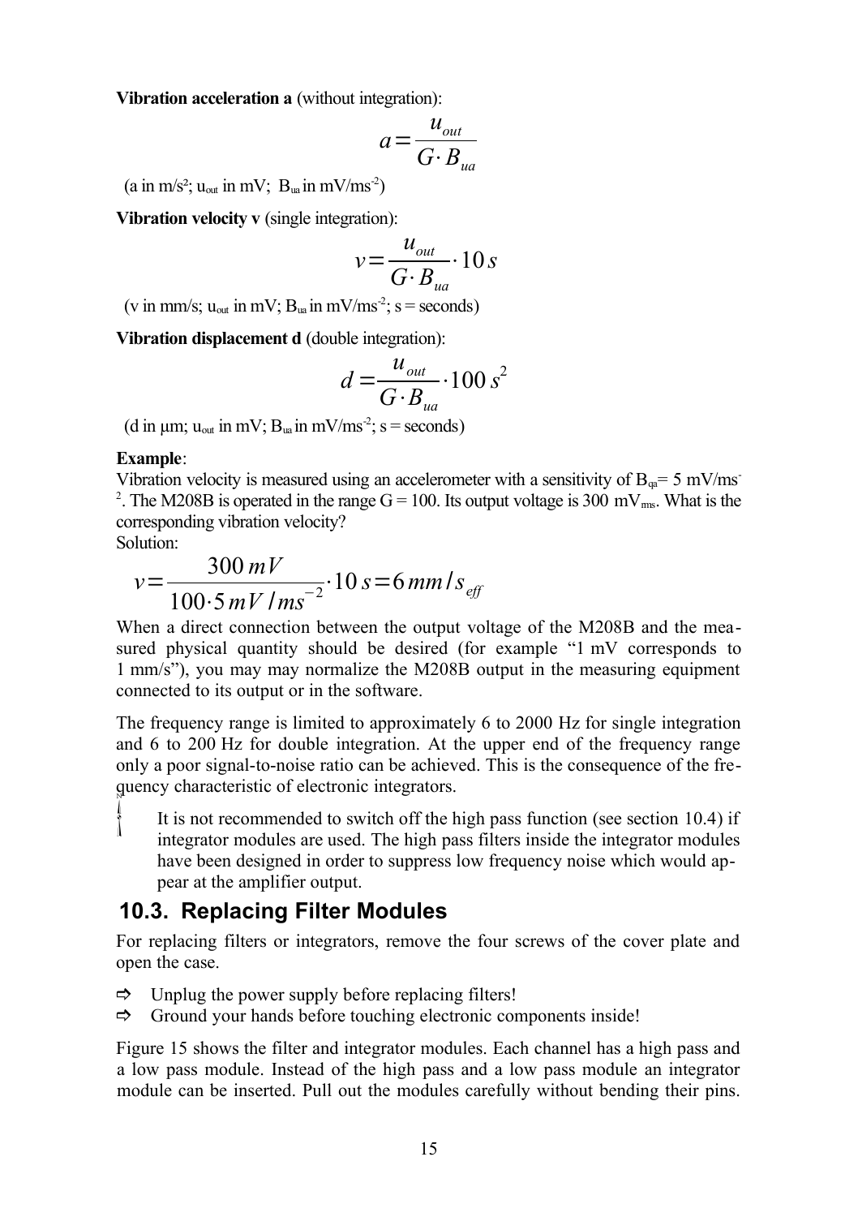**Vibration acceleration a** (without integration):

$$a = \frac{u_{out}}{G \cdot B_{ua}}$$

(a in m/s²; $u_{out}$ in mV; $B_{ua}$ in mV/ms$^{-2}$)

**Vibration velocity v** (single integration):

$$v = \frac{u_{out}}{G \cdot B_{ua}} \cdot 10\, s$$

(v in mm/s; $u_{out}$ in mV; $B_{ua}$ in mV/ms$^{-2}$; s = seconds)

**Vibration displacement d** (double integration):

$$d = \frac{u_{out}}{G \cdot B_{ua}} \cdot 100\, s^2$$

(d in µm; $u_{out}$ in mV; $B_{ua}$ in mV/ms$^{-2}$; s = seconds)

**Example**:

Vibration velocity is measured using an accelerometer with a sensitivity of $B_{qa}$= 5 mV/ms$^{-2}$. The M208B is operated in the range G = 100. Its output voltage is 300 mV$_{rms}$. What is the corresponding vibration velocity?

Solution:

$$v = \frac{300\, mV}{100 \cdot 5\, mV / ms^{-2}} \cdot 10\, s = 6\, mm/s_{eff}$$

When a direct connection between the output voltage of the M208B and the measured physical quantity should be desired (for example "1 mV corresponds to 1 mm/s"), you may may normalize the M208B output in the measuring equipment connected to its output or in the software.

The frequency range is limited to approximately 6 to 2000 Hz for single integration and 6 to 200 Hz for double integration. At the upper end of the frequency range only a poor signal-to-noise ratio can be achieved. This is the consequence of the frequency characteristic of electronic integrators.

It is not recommended to switch off the high pass function (see section 10.4) if integrator modules are used. The high pass filters inside the integrator modules have been designed in order to suppress low frequency noise which would appear at the amplifier output.

## 10.3. Replacing Filter Modules

For replacing filters or integrators, remove the four screws of the cover plate and open the case.

- ⇨ Unplug the power supply before replacing filters!
- ⇨ Ground your hands before touching electronic components inside!

Figure 15 shows the filter and integrator modules. Each channel has a high pass and a low pass module. Instead of the high pass and a low pass module an integrator module can be inserted. Pull out the modules carefully without bending their pins.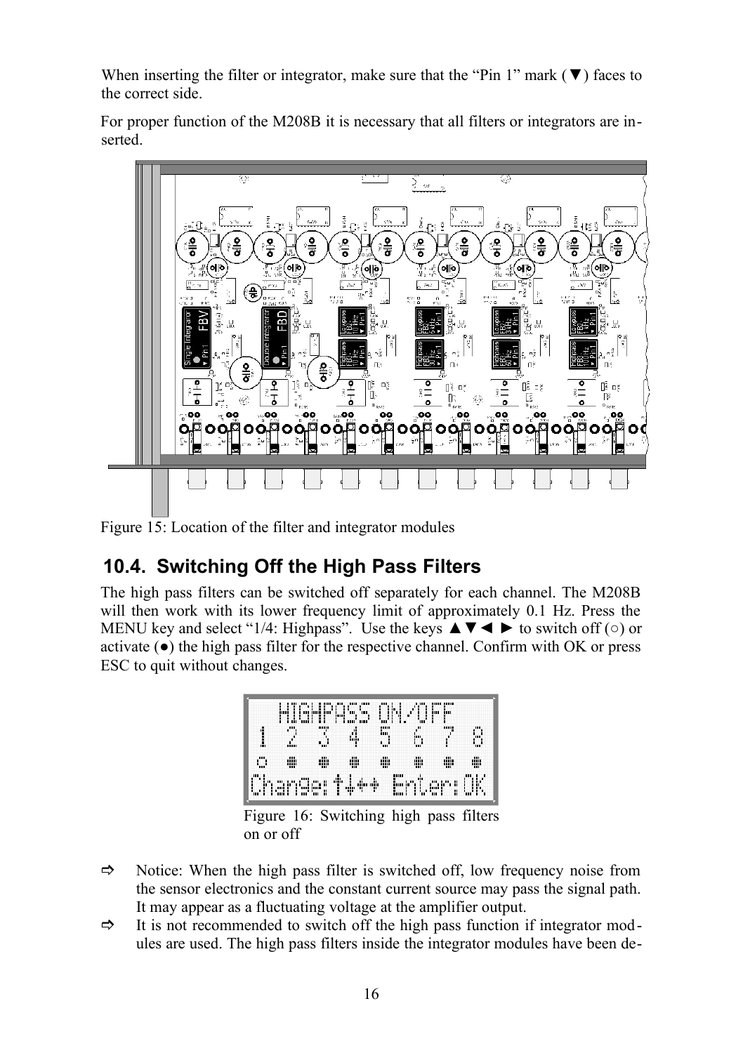When inserting the filter or integrator, make sure that the "Pin 1" mark (▼) faces to the correct side.

For proper function of the M208B it is necessary that all filters or integrators are inserted.

Figure 15: Location of the filter and integrator modules

## 10.4. Switching Off the High Pass Filters

The high pass filters can be switched off separately for each channel. The M208B will then work with its lower frequency limit of approximately 0.1 Hz. Press the MENU key and select "1/4: Highpass". Use the keys ▲▼◄ ► to switch off (○) or activate (●) the high pass filter for the respective channel. Confirm with OK or press ESC to quit without changes.

```
HIGHPASS ON/OFF
1 2 3 4 5 6 7 8
○ ● ● ● ● ● ● ●
Change:↑↓←→ Enter:OK
```

Figure 16: Switching high pass filters on or off

- ⇨ Notice: When the high pass filter is switched off, low frequency noise from the sensor electronics and the constant current source may pass the signal path. It may appear as a fluctuating voltage at the amplifier output.
- ⇨ It is not recommended to switch off the high pass function if integrator modules are used. The high pass filters inside the integrator modules have been de-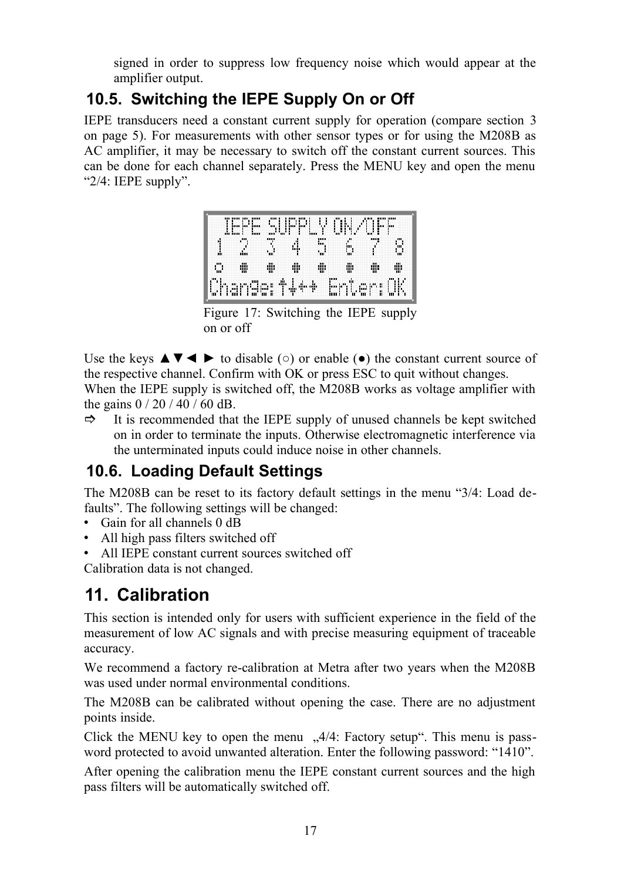signed in order to suppress low frequency noise which would appear at the amplifier output.

## 10.5. Switching the IEPE Supply On or Off

IEPE transducers need a constant current supply for operation (compare section 3 on page 5). For measurements with other sensor types or for using the M208B as AC amplifier, it may be necessary to switch off the constant current sources. This can be done for each channel separately. Press the MENU key and open the menu "2/4: IEPE supply".

```
IEPE SUPPLY ON/OFF
1  2  3  4  5  6  7  8
○  ●  ●  ●  ●  ●  ●  ●
Change:↑↓←→ Enter:OK
```

Figure 17: Switching the IEPE supply on or off

Use the keys ▲▼◄ ► to disable (○) or enable (●) the constant current source of the respective channel. Confirm with OK or press ESC to quit without changes.
When the IEPE supply is switched off, the M208B works as voltage amplifier with the gains 0 / 20 / 40 / 60 dB.

⇨ It is recommended that the IEPE supply of unused channels be kept switched on in order to terminate the inputs. Otherwise electromagnetic interference via the unterminated inputs could induce noise in other channels.

## 10.6. Loading Default Settings

The M208B can be reset to its factory default settings in the menu "3/4: Load defaults". The following settings will be changed:

- Gain for all channels 0 dB
- All high pass filters switched off
- All IEPE constant current sources switched off

Calibration data is not changed.

# 11. Calibration

This section is intended only for users with sufficient experience in the field of the measurement of low AC signals and with precise measuring equipment of traceable accuracy.

We recommend a factory re-calibration at Metra after two years when the M208B was used under normal environmental conditions.

The M208B can be calibrated without opening the case. There are no adjustment points inside.

Click the MENU key to open the menu „4/4: Factory setup". This menu is password protected to avoid unwanted alteration. Enter the following password: "1410".

After opening the calibration menu the IEPE constant current sources and the high pass filters will be automatically switched off.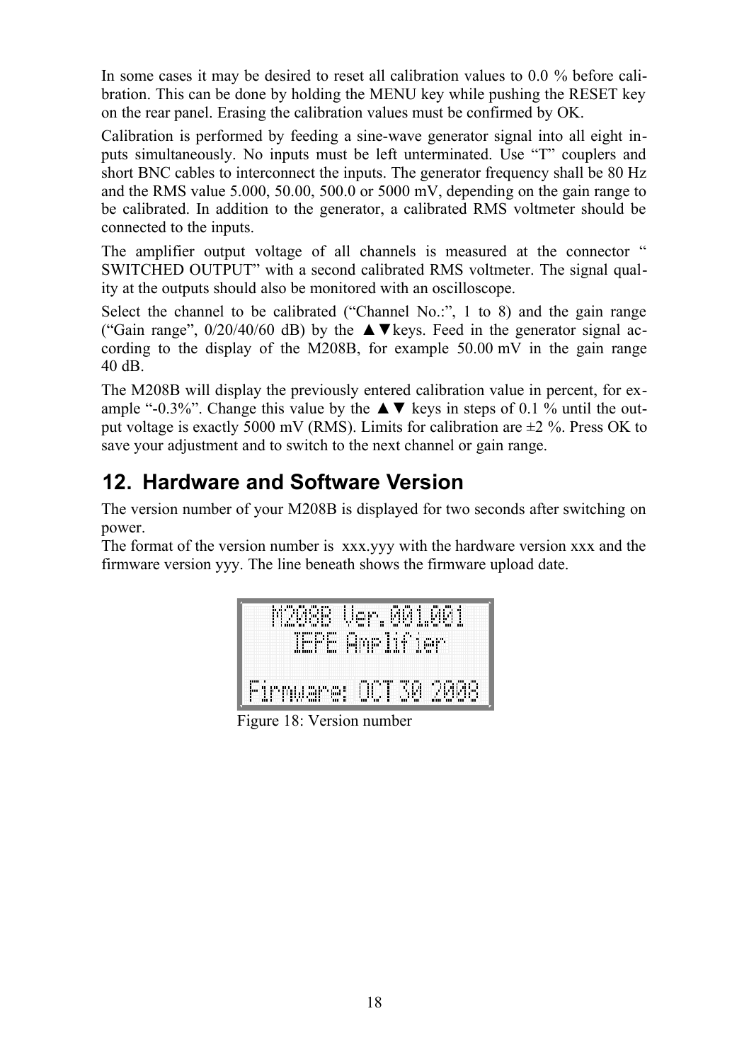In some cases it may be desired to reset all calibration values to 0.0 % before calibration. This can be done by holding the MENU key while pushing the RESET key on the rear panel. Erasing the calibration values must be confirmed by OK.

Calibration is performed by feeding a sine-wave generator signal into all eight inputs simultaneously. No inputs must be left unterminated. Use "T" couplers and short BNC cables to interconnect the inputs. The generator frequency shall be 80 Hz and the RMS value 5.000, 50.00, 500.0 or 5000 mV, depending on the gain range to be calibrated. In addition to the generator, a calibrated RMS voltmeter should be connected to the inputs.

The amplifier output voltage of all channels is measured at the connector " SWITCHED OUTPUT" with a second calibrated RMS voltmeter. The signal quality at the outputs should also be monitored with an oscilloscope.

Select the channel to be calibrated ("Channel No.:", 1 to 8) and the gain range ("Gain range", 0/20/40/60 dB) by the ▲▼keys. Feed in the generator signal according to the display of the M208B, for example 50.00 mV in the gain range 40 dB.

The M208B will display the previously entered calibration value in percent, for example "-0.3%". Change this value by the ▲▼ keys in steps of 0.1 % until the output voltage is exactly 5000 mV (RMS). Limits for calibration are ±2 %. Press OK to save your adjustment and to switch to the next channel or gain range.

## 12. Hardware and Software Version

The version number of your M208B is displayed for two seconds after switching on power.
The format of the version number is xxx.yyy with the hardware version xxx and the firmware version yyy. The line beneath shows the firmware upload date.

```
M208B Ver.001.001
 IEPE Amplifier

Firmware: OCT 30 2008
```

Figure 18: Version number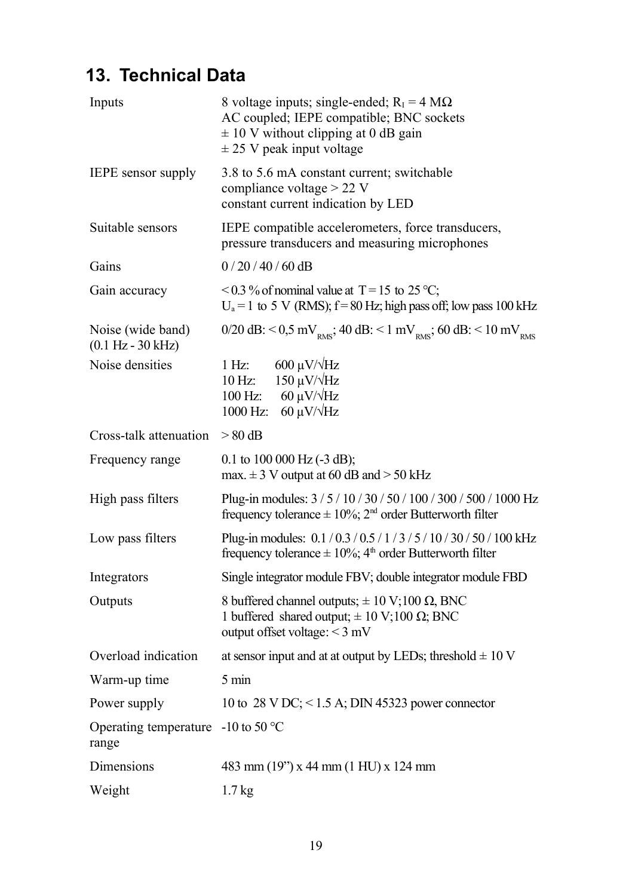## 13. Technical Data

| | |
|---|---|
| Inputs | 8 voltage inputs; single-ended; $R_I$ = 4 MΩ<br>AC coupled; IEPE compatible; BNC sockets<br>± 10 V without clipping at 0 dB gain<br>± 25 V peak input voltage |
| IEPE sensor supply | 3.8 to 5.6 mA constant current; switchable<br>compliance voltage > 22 V<br>constant current indication by LED |
| Suitable sensors | IEPE compatible accelerometers, force transducers, pressure transducers and measuring microphones |
| Gains | 0 / 20 / 40 / 60 dB |
| Gain accuracy | < 0.3 % of nominal value at T = 15 to 25 °C;<br>$U_a$ = 1 to 5 V (RMS); f = 80 Hz; high pass off; low pass 100 kHz |
| Noise (wide band) (0.1 Hz - 30 kHz) | 0/20 dB: < 0,5 $mV_{RMS}$; 40 dB: < 1 $mV_{RMS}$; 60 dB: < 10 $mV_{RMS}$ |
| Noise densities | 1 Hz: 600 µV/√Hz<br>10 Hz: 150 µV/√Hz<br>100 Hz: 60 µV/√Hz<br>1000 Hz: 60 µV/√Hz |
| Cross-talk attenuation | > 80 dB |
| Frequency range | 0.1 to 100 000 Hz (-3 dB);<br>max. ± 3 V output at 60 dB and > 50 kHz |
| High pass filters | Plug-in modules: 3 / 5 / 10 / 30 / 50 / 100 / 300 / 500 / 1000 Hz<br>frequency tolerance ± 10%; 2nd order Butterworth filter |
| Low pass filters | Plug-in modules: 0.1 / 0.3 / 0.5 / 1 / 3 / 5 / 10 / 30 / 50 / 100 kHz<br>frequency tolerance ± 10%; 4th order Butterworth filter |
| Integrators | Single integrator module FBV; double integrator module FBD |
| Outputs | 8 buffered channel outputs; ± 10 V;100 Ω, BNC<br>1 buffered shared output; ± 10 V;100 Ω; BNC<br>output offset voltage: < 3 mV |
| Overload indication | at sensor input and at at output by LEDs; threshold ± 10 V |
| Warm-up time | 5 min |
| Power supply | 10 to 28 V DC; < 1.5 A; DIN 45323 power connector |
| Operating temperature range | -10 to 50 °C |
| Dimensions | 483 mm (19") x 44 mm (1 HU) x 124 mm |
| Weight | 1.7 kg |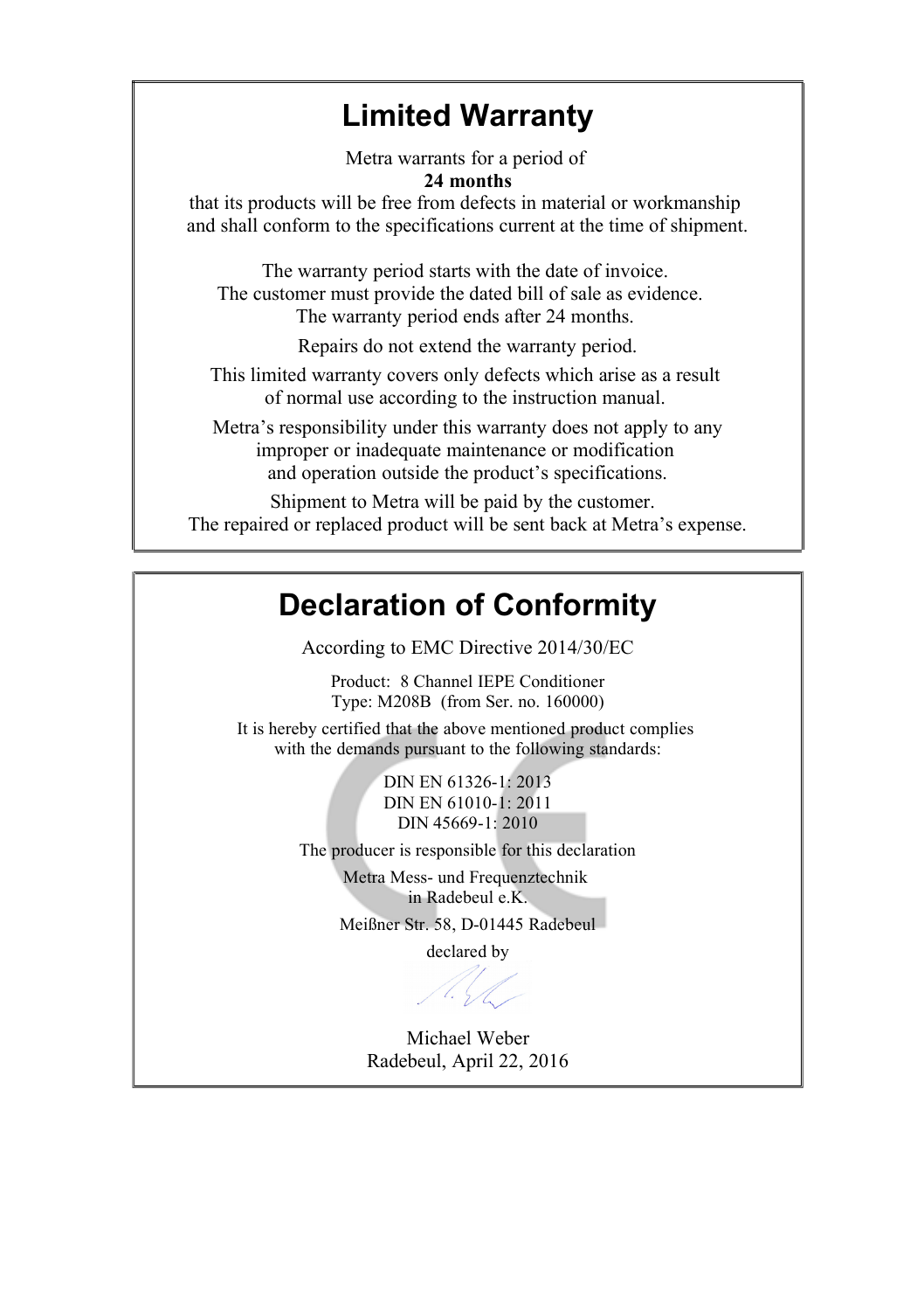# Limited Warranty

Metra warrants for a period of
**24 months**
that its products will be free from defects in material or workmanship and shall conform to the specifications current at the time of shipment.

The warranty period starts with the date of invoice.
The customer must provide the dated bill of sale as evidence.
The warranty period ends after 24 months.

Repairs do not extend the warranty period.

This limited warranty covers only defects which arise as a result of normal use according to the instruction manual.

Metra's responsibility under this warranty does not apply to any improper or inadequate maintenance or modification and operation outside the product's specifications.

Shipment to Metra will be paid by the customer.
The repaired or replaced product will be sent back at Metra's expense.

# Declaration of Conformity

According to EMC Directive 2014/30/EC

Product: 8 Channel IEPE Conditioner
Type: M208B (from Ser. no. 160000)

It is hereby certified that the above mentioned product complies with the demands pursuant to the following standards:

DIN EN 61326-1: 2013
DIN EN 61010-1: 2011
DIN 45669-1: 2010

The producer is responsible for this declaration

Metra Mess- und Frequenztechnik
in Radebeul e.K.

Meißner Str. 58, D-01445 Radebeul

declared by

Michael Weber
Radebeul, April 22, 2016